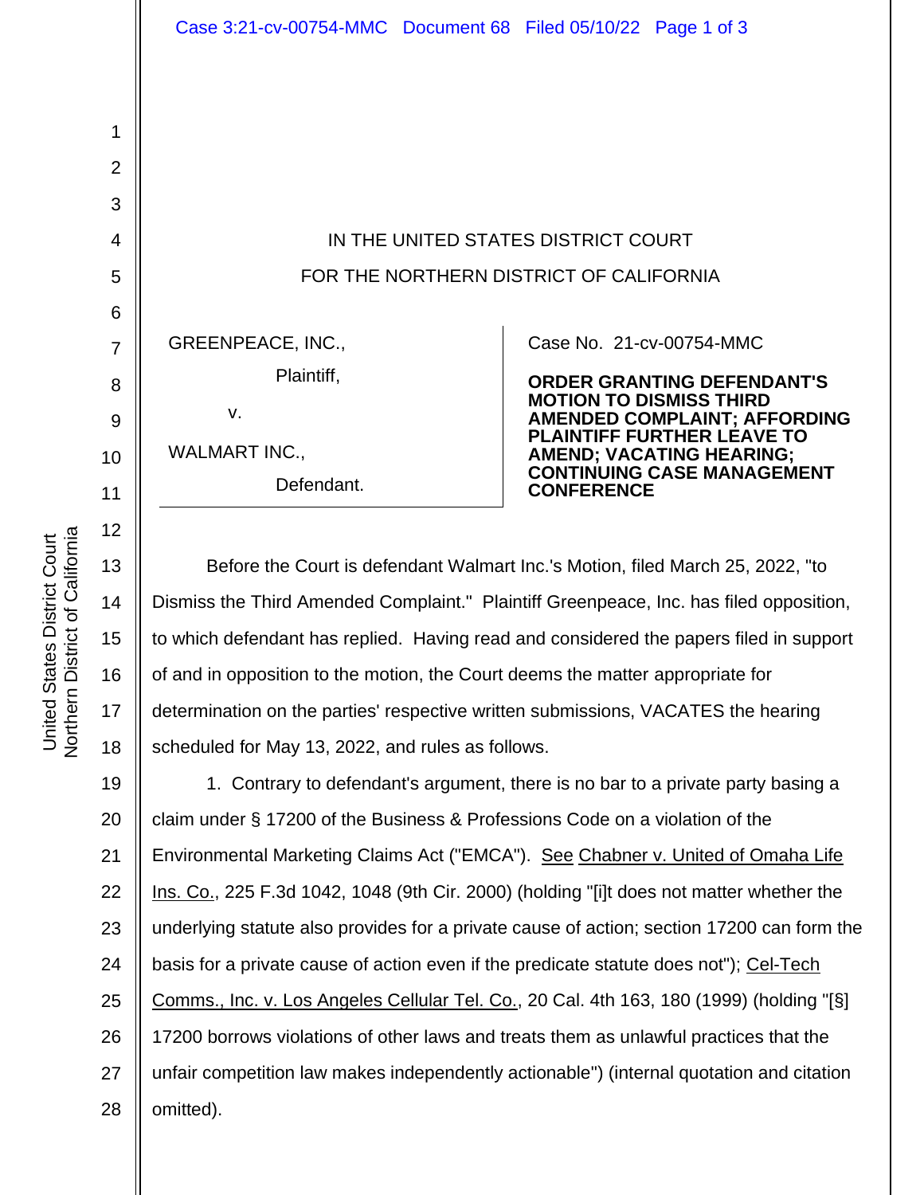IN THE UNITED STATES DISTRICT COURT

FOR THE NORTHERN DISTRICT OF CALIFORNIA

GREENPEACE, INC.,

Plaintiff,

v.

WALMART INC.,

Defendant.

Case No. 21-cv-00754-MMC

**ORDER GRANTING DEFENDANT'S MOTION TO DISMISS THIRD AMENDED COMPLAINT; AFFORDING PLAINTIFF FURTHER LEAVE TO AMEND; VACATING HEARING; CONTINUING CASE MANAGEMENT CONFERENCE**

Before the Court is defendant Walmart Inc.'s Motion, filed March 25, 2022, "to Dismiss the Third Amended Complaint." Plaintiff Greenpeace, Inc. has filed opposition, to which defendant has replied. Having read and considered the papers filed in support of and in opposition to the motion, the Court deems the matter appropriate for determination on the parties' respective written submissions, VACATES the hearing scheduled for May 13, 2022, and rules as follows.

1. Contrary to defendant's argument, there is no bar to a private party basing a claim under § 17200 of the Business & Professions Code on a violation of the Environmental Marketing Claims Act ("EMCA"). See Chabner v. United of Omaha Life Ins. Co., 225 F.3d 1042, 1048 (9th Cir. 2000) (holding "[i]t does not matter whether the underlying statute also provides for a private cause of action; section 17200 can form the basis for a private cause of action even if the predicate statute does not"); Cel-Tech Comms., Inc. v. Los Angeles Cellular Tel. Co., 20 Cal. 4th 163, 180 (1999) (holding "[§] 17200 borrows violations of other laws and treats them as unlawful practices that the unfair competition law makes independently actionable") (internal quotation and citation omitted).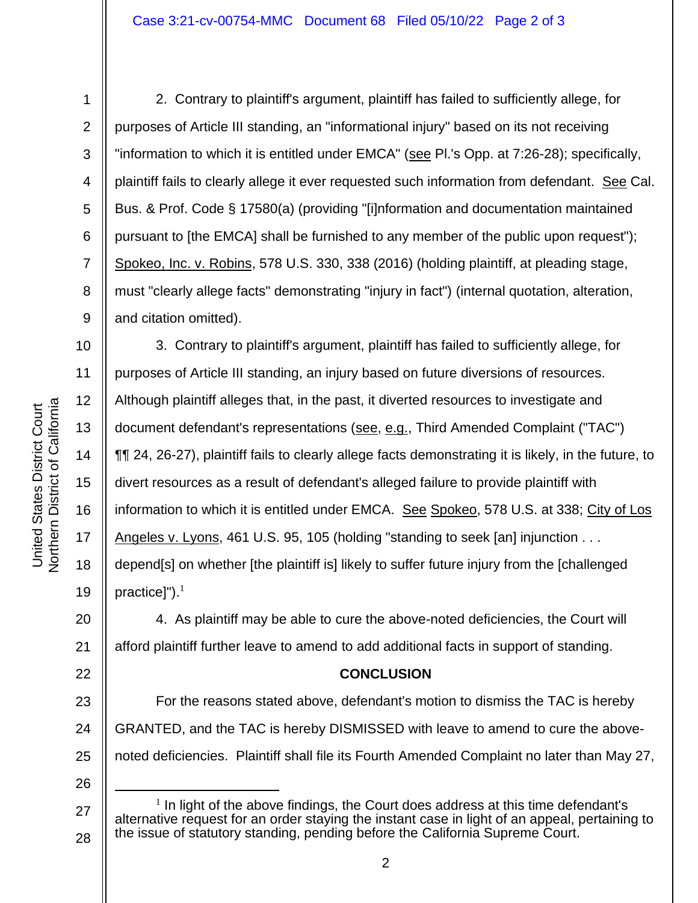2. Contrary to plaintiff's argument, plaintiff has failed to sufficiently allege, for purposes of Article III standing, an "informational injury" based on its not receiving "information to which it is entitled under EMCA" (see Pl.'s Opp. at 7:26-28); specifically, plaintiff fails to clearly allege it ever requested such information from defendant. See Cal. Bus. & Prof. Code § 17580(a) (providing "[i]nformation and documentation maintained pursuant to [the EMCA] shall be furnished to any member of the public upon request"); Spokeo, Inc. v. Robins, 578 U.S. 330, 338 (2016) (holding plaintiff, at pleading stage, must "clearly allege facts" demonstrating "injury in fact") (internal quotation, alteration, and citation omitted).

3. Contrary to plaintiff's argument, plaintiff has failed to sufficiently allege, for purposes of Article III standing, an injury based on future diversions of resources. Although plaintiff alleges that, in the past, it diverted resources to investigate and document defendant's representations (see, e.g., Third Amended Complaint ("TAC") ¶¶ 24, 26-27), plaintiff fails to clearly allege facts demonstrating it is likely, in the future, to divert resources as a result of defendant's alleged failure to provide plaintiff with information to which it is entitled under EMCA. See Spokeo, 578 U.S. at 338; City of Los Angeles v. Lyons, 461 U.S. 95, 105 (holding "standing to seek [an] injunction . . . depend[s] on whether [the plaintiff is] likely to suffer future injury from the [challenged practice]").[1]

4. As plaintiff may be able to cure the above-noted deficiencies, the Court will afford plaintiff further leave to amend to add additional facts in support of standing.

## CONCLUSION

For the reasons stated above, defendant's motion to dismiss the TAC is hereby GRANTED, and the TAC is hereby DISMISSED with leave to amend to cure the above-noted deficiencies. Plaintiff shall file its Fourth Amended Complaint no later than May 27,

---

[1] In light of the above findings, the Court does address at this time defendant's alternative request for an order staying the instant case in light of an appeal, pertaining to the issue of statutory standing, pending before the California Supreme Court.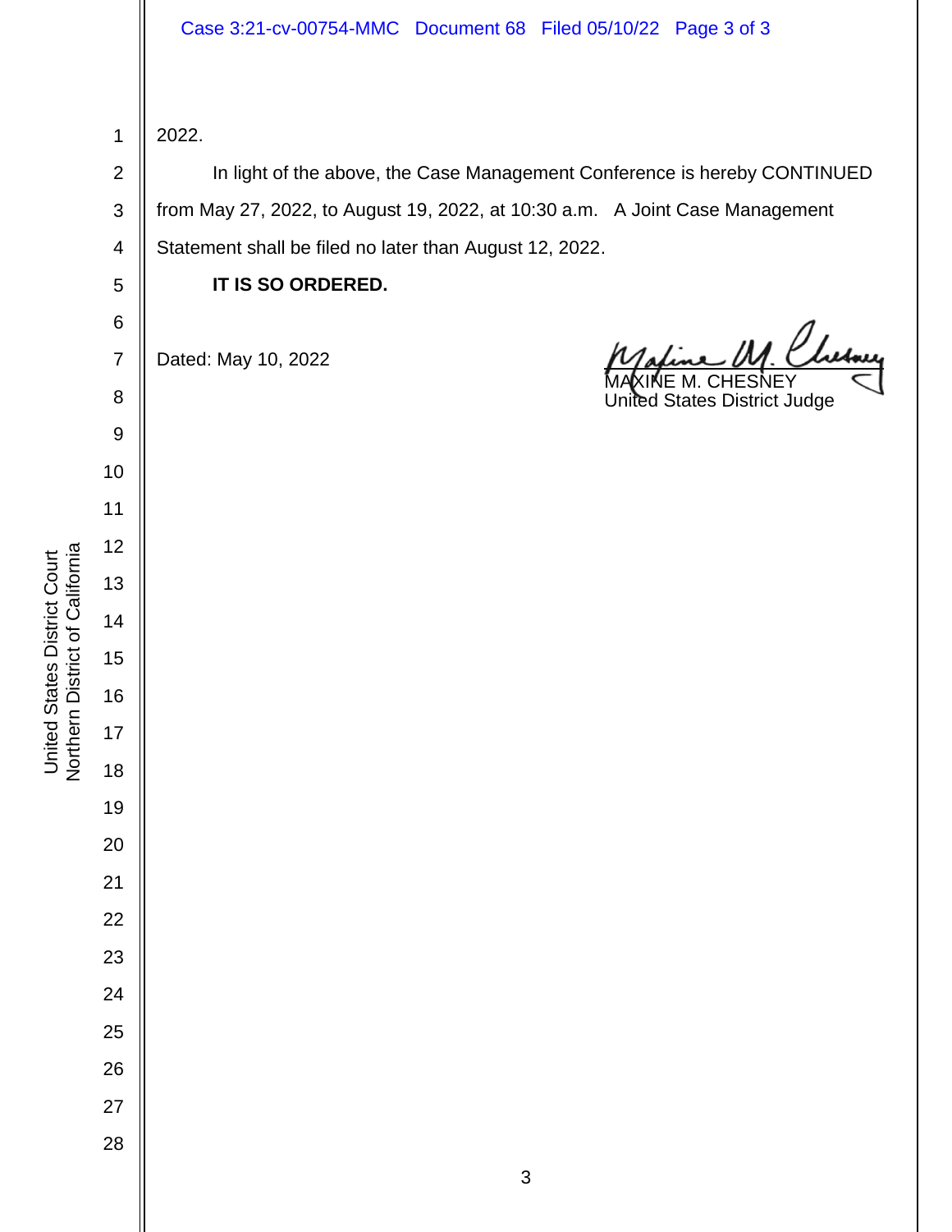2022.

In light of the above, the Case Management Conference is hereby CONTINUED from May 27, 2022, to August 19, 2022, at 10:30 a.m. A Joint Case Management Statement shall be filed no later than August 12, 2022.

**IT IS SO ORDERED.**

Dated: May 10, 2022

MAXINE M. CHESNEY
United States District Judge